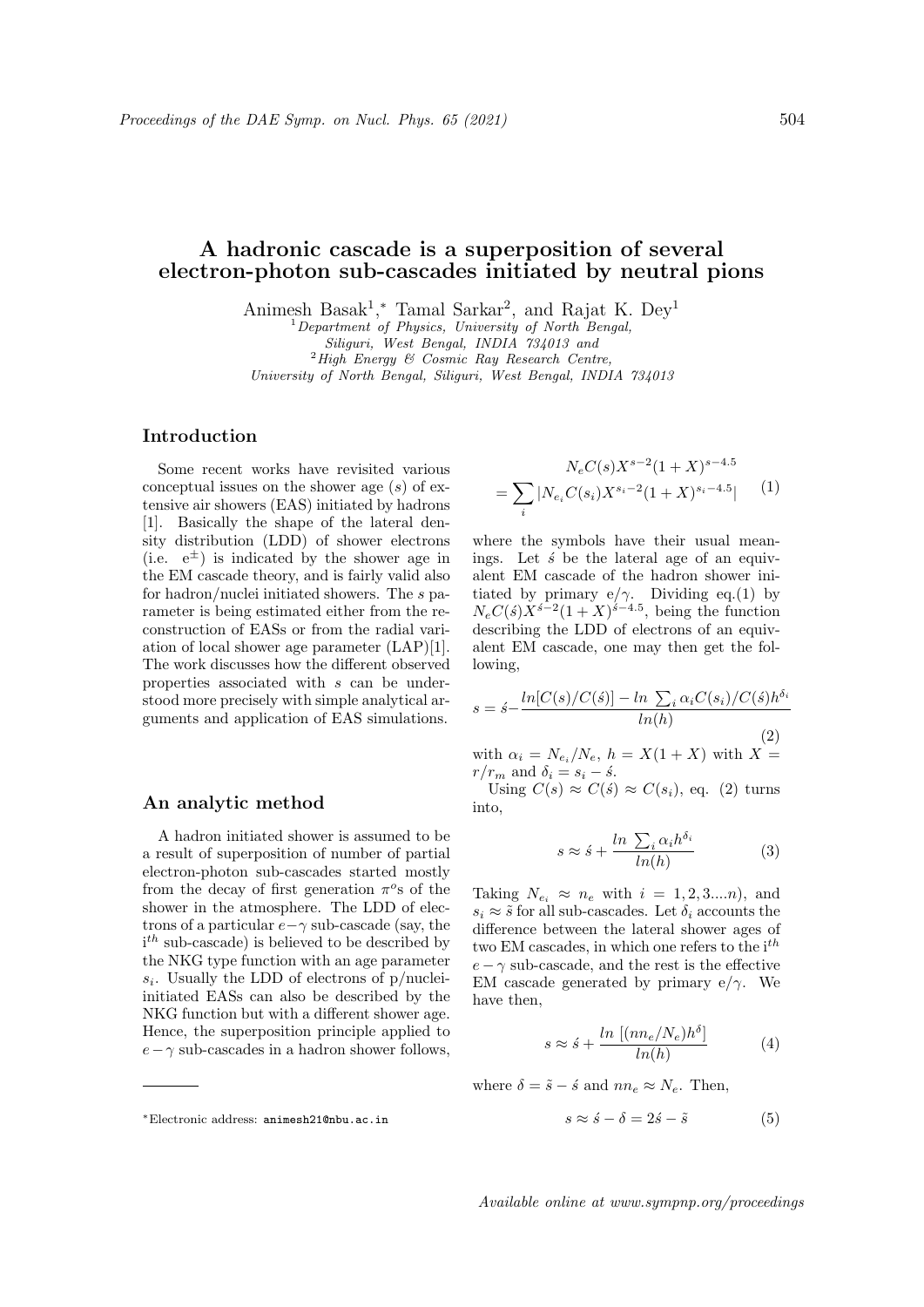# A hadronic cascade is a superposition of several electron-photon sub-cascades initiated by neutral pions

Animesh Basak[1,*], Tamal Sarkar[2], and Rajat K. Dey[1]

[1] *Department of Physics, University of North Bengal, Siliguri, West Bengal, INDIA 734013 and*
[2] *High Energy & Cosmic Ray Research Centre, University of North Bengal, Siliguri, West Bengal, INDIA 734013*

## Introduction

Some recent works have revisited various conceptual issues on the shower age ($s$) of extensive air showers (EAS) initiated by hadrons [1]. Basically the shape of the lateral density distribution (LDD) of shower electrons (i.e. $e^{\pm}$) is indicated by the shower age in the EM cascade theory, and is fairly valid also for hadron/nuclei initiated showers. The $s$ parameter is being estimated either from the reconstruction of EASs or from the radial variation of local shower age parameter (LAP)[1]. The work discusses how the different observed properties associated with $s$ can be understood more precisely with simple analytical arguments and application of EAS simulations.

## An analytic method

A hadron initiated shower is assumed to be a result of superposition of number of partial electron-photon sub-cascades started mostly from the decay of first generation $\pi^o$s of the shower in the atmosphere. The LDD of electrons of a particular $e-\gamma$ sub-cascade (say, the i$^{th}$ sub-cascade) is believed to be described by the NKG type function with an age parameter $s_i$. Usually the LDD of electrons of p/nuclei-initiated EASs can also be described by the NKG function but with a different shower age. Hence, the superposition principle applied to $e-\gamma$ sub-cascades in a hadron shower follows,

$$N_e C(s) X^{s-2}(1+X)^{s-4.5} = \sum_i |N_{e_i} C(s_i) X^{s_i-2}(1+X)^{s_i-4.5}| \quad (1)$$

where the symbols have their usual meanings. Let $\acute{s}$ be the lateral age of an equivalent EM cascade of the hadron shower initiated by primary e/$\gamma$. Dividing eq.(1) by $N_e C(\acute{s}) X^{\acute{s}-2}(1+X)^{\acute{s}-4.5}$, being the function describing the LDD of electrons of an equivalent EM cascade, one may then get the following,

$$s = \acute{s} - \frac{ln[C(s)/C(\acute{s})] - ln\ \sum_i \alpha_i C(s_i)/C(\acute{s}) h^{\delta_i}}{ln(h)} \quad (2)$$

with $\alpha_i = N_{e_i}/N_e$, $h = X(1+X)$ with $X = r/r_m$ and $\delta_i = s_i - \acute{s}$.

Using $C(s) \approx C(\acute{s}) \approx C(s_i)$, eq. (2) turns into,

$$s \approx \acute{s} + \frac{ln\ \sum_i \alpha_i h^{\delta_i}}{ln(h)} \quad (3)$$

Taking $N_{e_i} \approx n_e$ with $i = 1, 2, 3....n$), and $s_i \approx \tilde{s}$ for all sub-cascades. Let $\delta_i$ accounts the difference between the lateral shower ages of two EM cascades, in which one refers to the i$^{th}$ $e-\gamma$ sub-cascade, and the rest is the effective EM cascade generated by primary e/$\gamma$. We have then,

$$s \approx \acute{s} + \frac{ln\ [(nn_e/N_e)h^{\delta}]}{ln(h)} \quad (4)$$

where $\delta = \tilde{s} - \acute{s}$ and $nn_e \approx N_e$. Then,

$$s \approx \acute{s} - \delta = 2\acute{s} - \tilde{s} \quad (5)$$

---

*Electronic address: animesh21@nbu.ac.in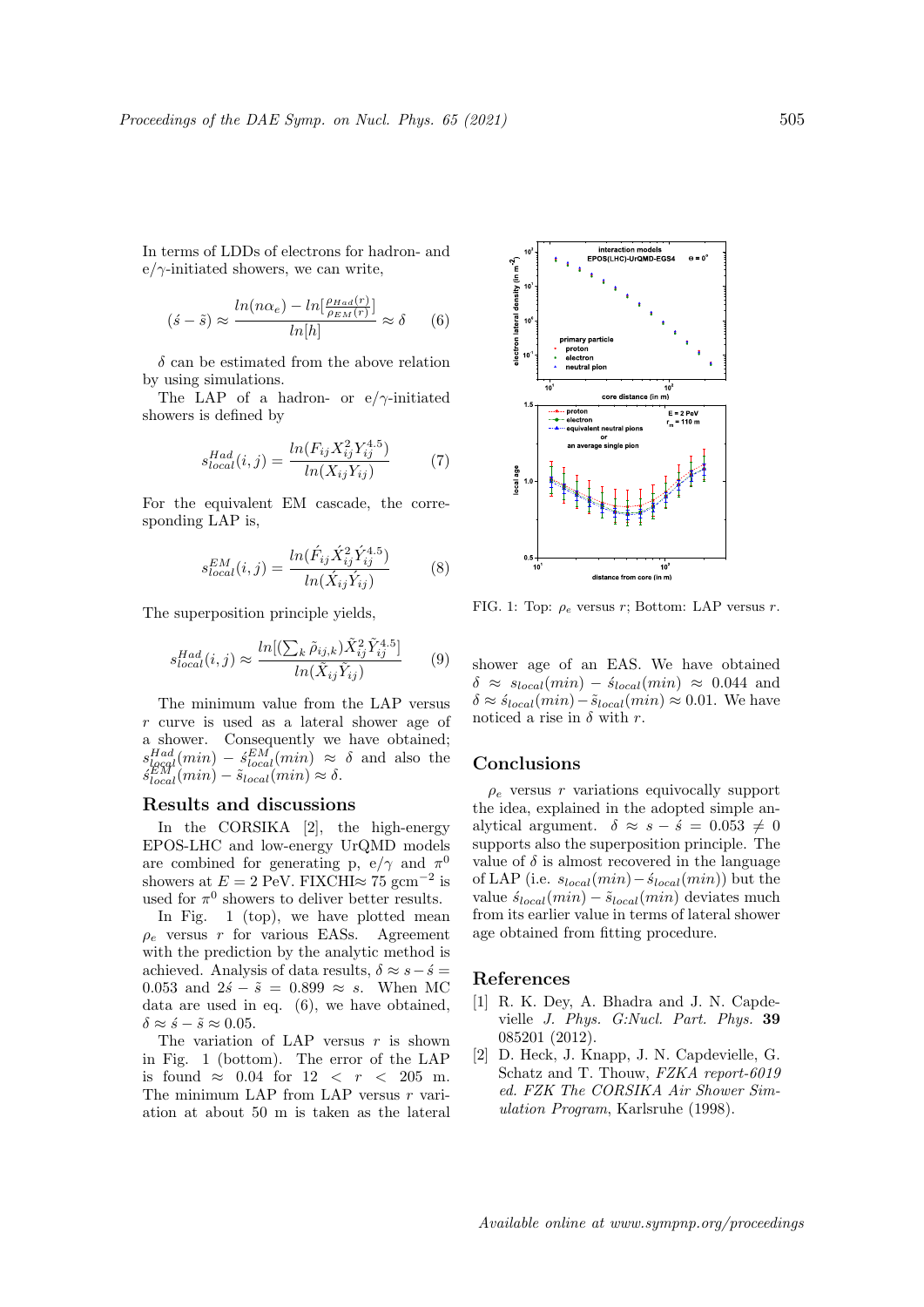In terms of LDDs of electrons for hadron- and e/$\gamma$-initiated showers, we can write,

$$(\acute{s} - \tilde{s}) \approx \frac{ln(n\alpha_e) - ln[\frac{\rho_{Had}(r)}{\rho_{EM}(r)}]}{ln[h]} \approx \delta \qquad (6)$$

$\delta$ can be estimated from the above relation by using simulations.

The LAP of a hadron- or e/$\gamma$-initiated showers is defined by

$$s^{Had}_{local}(i,j) = \frac{ln(F_{ij}X^2_{ij}Y^{4.5}_{ij})}{ln(X_{ij}Y_{ij})} \qquad (7)$$

For the equivalent EM cascade, the corresponding LAP is,

$$s^{EM}_{local}(i,j) = \frac{ln(\acute{F}_{ij}\acute{X}^2_{ij}\acute{Y}^{4.5}_{ij})}{ln(\acute{X}_{ij}\acute{Y}_{ij})} \qquad (8)$$

The superposition principle yields,

$$s^{Had}_{local}(i,j) \approx \frac{ln[(\sum_k \tilde{\rho}_{ij,k})\tilde{X}^2_{ij}\tilde{Y}^{4.5}_{ij}]}{ln(\tilde{X}_{ij}\tilde{Y}_{ij})} \qquad (9)$$

The minimum value from the LAP versus $r$ curve is used as a lateral shower age of a shower. Consequently we have obtained; $s^{Had}_{local}(min) - \acute{s}^{EM}_{local}(min) \approx \delta$ and also the $\acute{s}^{EM}_{local}(min) - \tilde{s}_{local}(min) \approx \delta$.

## Results and discussions

In the CORSIKA [2], the high-energy EPOS-LHC and low-energy UrQMD models are combined for generating p, e/$\gamma$ and $\pi^0$ showers at $E = 2$ PeV. FIXCHI$\approx 75$ gcm$^{-2}$ is used for $\pi^0$ showers to deliver better results.

In Fig. 1 (top), we have plotted mean $\rho_e$ versus $r$ for various EASs. Agreement with the prediction by the analytic method is achieved. Analysis of data results, $\delta \approx s - \acute{s} = 0.053$ and $2\acute{s} - \tilde{s} = 0.899 \approx s$. When MC data are used in eq. (6), we have obtained, $\delta \approx \acute{s} - \tilde{s} \approx 0.05$.

The variation of LAP versus $r$ is shown in Fig. 1 (bottom). The error of the LAP is found $\approx 0.04$ for $12 < r < 205$ m. The minimum LAP from LAP versus $r$ variation at about 50 m is taken as the lateral shower age of an EAS. We have obtained $\delta \approx s_{local}(min) - \acute{s}_{local}(min) \approx 0.044$ and $\delta \approx \acute{s}_{local}(min) - \tilde{s}_{local}(min) \approx 0.01$. We have noticed a rise in $\delta$ with $r$.

interaction models
EPOS(LHC)-UrQMD-EGS4
Θ = 0°
electron lateral density (in m$^{-2}$)
core distance (in m)
primary particle
proton
electron
neutral pion

proton
electron
equivalent neutral pions
or
an average single pion
E = 2 PeV
r$_m$ = 110 m
local age
distance from core (in m)

FIG. 1: Top: $\rho_e$ versus $r$; Bottom: LAP versus $r$.

## Conclusions

$\rho_e$ versus $r$ variations equivocally support the idea, explained in the adopted simple analytical argument. $\delta \approx s - \acute{s} = 0.053 \neq 0$ supports also the superposition principle. The value of $\delta$ is almost recovered in the language of LAP (i.e. $s_{local}(min) - \acute{s}_{local}(min)$) but the value $\acute{s}_{local}(min) - \tilde{s}_{local}(min)$ deviates much from its earlier value in terms of lateral shower age obtained from fitting procedure.

## References

[1] R. K. Dey, A. Bhadra and J. N. Capdevielle *J. Phys. G:Nucl. Part. Phys.* **39** 085201 (2012).

[2] D. Heck, J. Knapp, J. N. Capdevielle, G. Schatz and T. Thouw, *FZKA report-6019 ed. FZK The CORSIKA Air Shower Simulation Program*, Karlsruhe (1998).